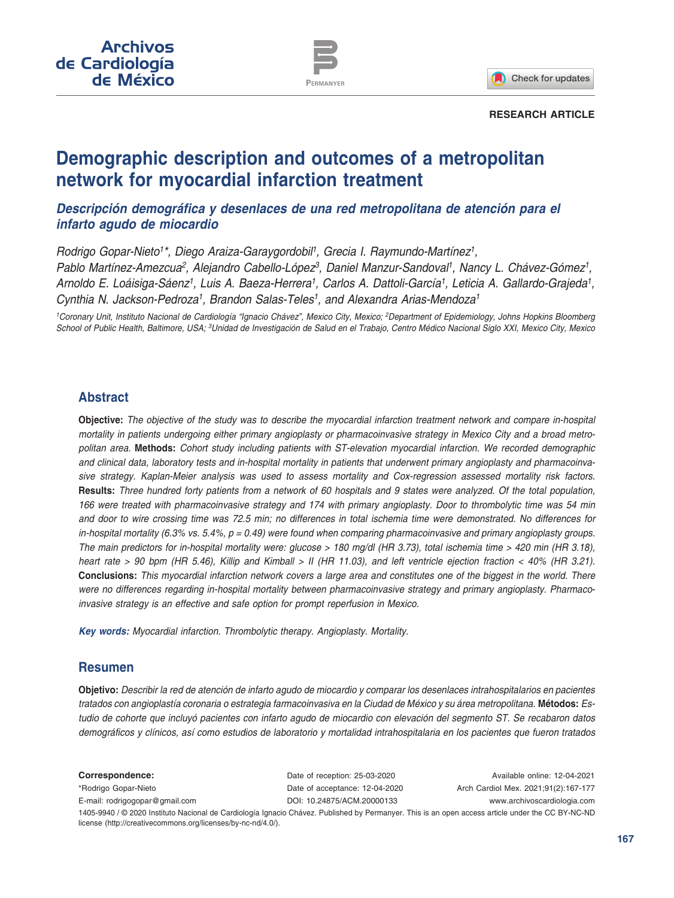RESEARCH ARTICLE

# Demographic description and outcomes of a metropolitan network for myocardial infarction treatment

## *Descripción demográfica y desenlaces de una red metropolitana de atención para el infarto agudo de miocardio*

*Rodrigo Gopar-Nieto[1]\*, Diego Araiza-Garaygordobil[1], Grecia I. Raymundo-Martínez[1], Pablo Martínez-Amezcua[2], Alejandro Cabello-López[3], Daniel Manzur-Sandoval[1], Nancy L. Chávez-Gómez[1], Arnoldo E. Loáisiga-Sáenz[1], Luis A. Baeza-Herrera[1], Carlos A. Dattoli-García[1], Leticia A. Gallardo-Grajeda[1], Cynthia N. Jackson-Pedroza[1], Brandon Salas-Teles[1], and Alexandra Arias-Mendoza[1]*

*[1]Coronary Unit, Instituto Nacional de Cardiología "Ignacio Chávez", Mexico City, Mexico; [2]Department of Epidemiology, Johns Hopkins Bloomberg School of Public Health, Baltimore, USA; [3]Unidad de Investigación de Salud en el Trabajo, Centro Médico Nacional Siglo XXI, Mexico City, Mexico*

## Abstract

**Objective:** *The objective of the study was to describe the myocardial infarction treatment network and compare in-hospital mortality in patients undergoing either primary angioplasty or pharmacoinvasive strategy in Mexico City and a broad metropolitan area.* **Methods:** *Cohort study including patients with ST-elevation myocardial infarction. We recorded demographic and clinical data, laboratory tests and in-hospital mortality in patients that underwent primary angioplasty and pharmacoinvasive strategy. Kaplan-Meier analysis was used to assess mortality and Cox-regression assessed mortality risk factors.* **Results:** *Three hundred forty patients from a network of 60 hospitals and 9 states were analyzed. Of the total population, 166 were treated with pharmacoinvasive strategy and 174 with primary angioplasty. Door to thrombolytic time was 54 min and door to wire crossing time was 72.5 min; no differences in total ischemia time were demonstrated. No differences for in-hospital mortality (6.3% vs. 5.4%, p = 0.49) were found when comparing pharmacoinvasive and primary angioplasty groups. The main predictors for in-hospital mortality were: glucose > 180 mg/dl (HR 3.73), total ischemia time > 420 min (HR 3.18), heart rate > 90 bpm (HR 5.46), Killip and Kimball > II (HR 11.03), and left ventricle ejection fraction < 40% (HR 3.21).* **Conclusions:** *This myocardial infarction network covers a large area and constitutes one of the biggest in the world. There were no differences regarding in-hospital mortality between pharmacoinvasive strategy and primary angioplasty. Pharmacoinvasive strategy is an effective and safe option for prompt reperfusion in Mexico.*

***Key words:*** *Myocardial infarction. Thrombolytic therapy. Angioplasty. Mortality.*

## Resumen

**Objetivo:** *Describir la red de atención de infarto agudo de miocardio y comparar los desenlaces intrahospitalarios en pacientes tratados con angioplastía coronaria o estrategia farmacoinvasiva en la Ciudad de México y su área metropolitana.* **Métodos:** *Estudio de cohorte que incluyó pacientes con infarto agudo de miocardio con elevación del segmento ST. Se recabaron datos demográficos y clínicos, así como estudios de laboratorio y mortalidad intrahospitalaria en los pacientes que fueron tratados*

**Correspondence:**
\*Rodrigo Gopar-Nieto
E-mail: rodrigogopar@gmail.com

Date of reception: 25-03-2020
Date of acceptance: 12-04-2020
DOI: 10.24875/ACM.20000133

Available online: 12-04-2021
Arch Cardiol Mex. 2021;91(2):167-177
www.archivoscardiologia.com

1405-9940 / © 2020 Instituto Nacional de Cardiología Ignacio Chávez. Published by Permanyer. This is an open access article under the CC BY-NC-ND license (http://creativecommons.org/licenses/by-nc-nd/4.0/).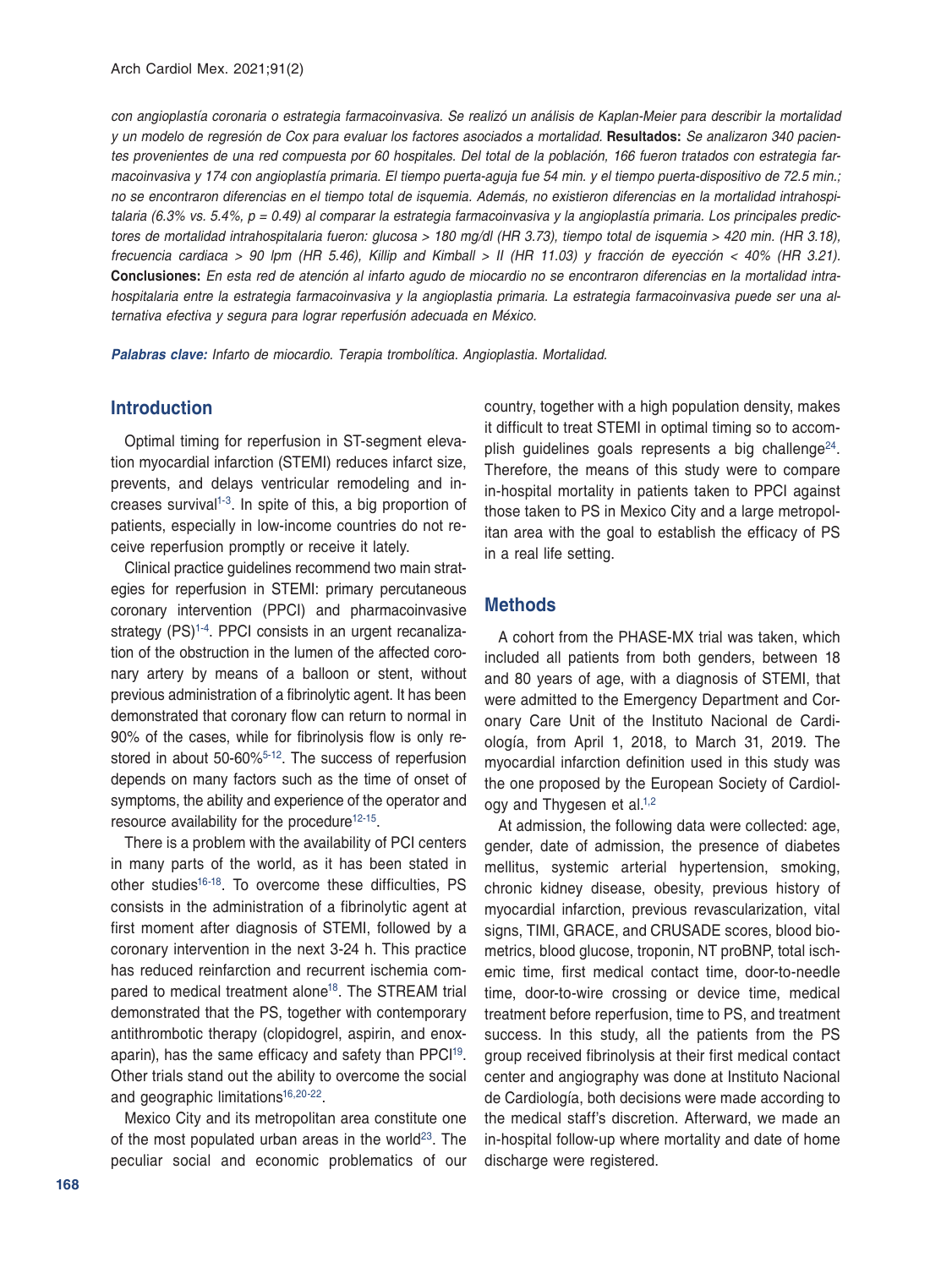*con angioplastía coronaria o estrategia farmacoinvasiva. Se realizó un análisis de Kaplan-Meier para describir la mortalidad y un modelo de regresión de Cox para evaluar los factores asociados a mortalidad.* **Resultados:** *Se analizaron 340 pacientes provenientes de una red compuesta por 60 hospitales. Del total de la población, 166 fueron tratados con estrategia farmacoinvasiva y 174 con angioplastía primaria. El tiempo puerta-aguja fue 54 min. y el tiempo puerta-dispositivo de 72.5 min.; no se encontraron diferencias en el tiempo total de isquemia. Además, no existieron diferencias en la mortalidad intrahospitalaria (6.3% vs. 5.4%, p = 0.49) al comparar la estrategia farmacoinvasiva y la angioplastía primaria. Los principales predictores de mortalidad intrahospitalaria fueron: glucosa > 180 mg/dl (HR 3.73), tiempo total de isquemia > 420 min. (HR 3.18), frecuencia cardiaca > 90 lpm (HR 5.46), Killip and Kimball > II (HR 11.03) y fracción de eyección < 40% (HR 3.21).* **Conclusiones:** *En esta red de atención al infarto agudo de miocardio no se encontraron diferencias en la mortalidad intrahospitalaria entre la estrategia farmacoinvasiva y la angioplastia primaria. La estrategia farmacoinvasiva puede ser una alternativa efectiva y segura para lograr reperfusión adecuada en México.*

***Palabras clave:*** *Infarto de miocardio. Terapia trombolítica. Angioplastia. Mortalidad.*

## Introduction

Optimal timing for reperfusion in ST-segment elevation myocardial infarction (STEMI) reduces infarct size, prevents, and delays ventricular remodeling and increases survival[1-3]. In spite of this, a big proportion of patients, especially in low-income countries do not receive reperfusion promptly or receive it lately.

Clinical practice guidelines recommend two main strategies for reperfusion in STEMI: primary percutaneous coronary intervention (PPCI) and pharmacoinvasive strategy (PS)[1-4]. PPCI consists in an urgent recanalization of the obstruction in the lumen of the affected coronary artery by means of a balloon or stent, without previous administration of a fibrinolytic agent. It has been demonstrated that coronary flow can return to normal in 90% of the cases, while for fibrinolysis flow is only restored in about 50-60%[5-12]. The success of reperfusion depends on many factors such as the time of onset of symptoms, the ability and experience of the operator and resource availability for the procedure[12-15].

There is a problem with the availability of PCI centers in many parts of the world, as it has been stated in other studies[16-18]. To overcome these difficulties, PS consists in the administration of a fibrinolytic agent at first moment after diagnosis of STEMI, followed by a coronary intervention in the next 3-24 h. This practice has reduced reinfarction and recurrent ischemia compared to medical treatment alone[18]. The STREAM trial demonstrated that the PS, together with contemporary antithrombotic therapy (clopidogrel, aspirin, and enoxaparin), has the same efficacy and safety than PPCI[19]. Other trials stand out the ability to overcome the social and geographic limitations[16,20-22].

Mexico City and its metropolitan area constitute one of the most populated urban areas in the world[23]. The peculiar social and economic problematics of our country, together with a high population density, makes it difficult to treat STEMI in optimal timing so to accomplish guidelines goals represents a big challenge[24]. Therefore, the means of this study were to compare in-hospital mortality in patients taken to PPCI against those taken to PS in Mexico City and a large metropolitan area with the goal to establish the efficacy of PS in a real life setting.

## Methods

A cohort from the PHASE-MX trial was taken, which included all patients from both genders, between 18 and 80 years of age, with a diagnosis of STEMI, that were admitted to the Emergency Department and Coronary Care Unit of the Instituto Nacional de Cardiología, from April 1, 2018, to March 31, 2019. The myocardial infarction definition used in this study was the one proposed by the European Society of Cardiology and Thygesen et al.[1,2]

At admission, the following data were collected: age, gender, date of admission, the presence of diabetes mellitus, systemic arterial hypertension, smoking, chronic kidney disease, obesity, previous history of myocardial infarction, previous revascularization, vital signs, TIMI, GRACE, and CRUSADE scores, blood biometrics, blood glucose, troponin, NT proBNP, total ischemic time, first medical contact time, door-to-needle time, door-to-wire crossing or device time, medical treatment before reperfusion, time to PS, and treatment success. In this study, all the patients from the PS group received fibrinolysis at their first medical contact center and angiography was done at Instituto Nacional de Cardiología, both decisions were made according to the medical staff's discretion. Afterward, we made an in-hospital follow-up where mortality and date of home discharge were registered.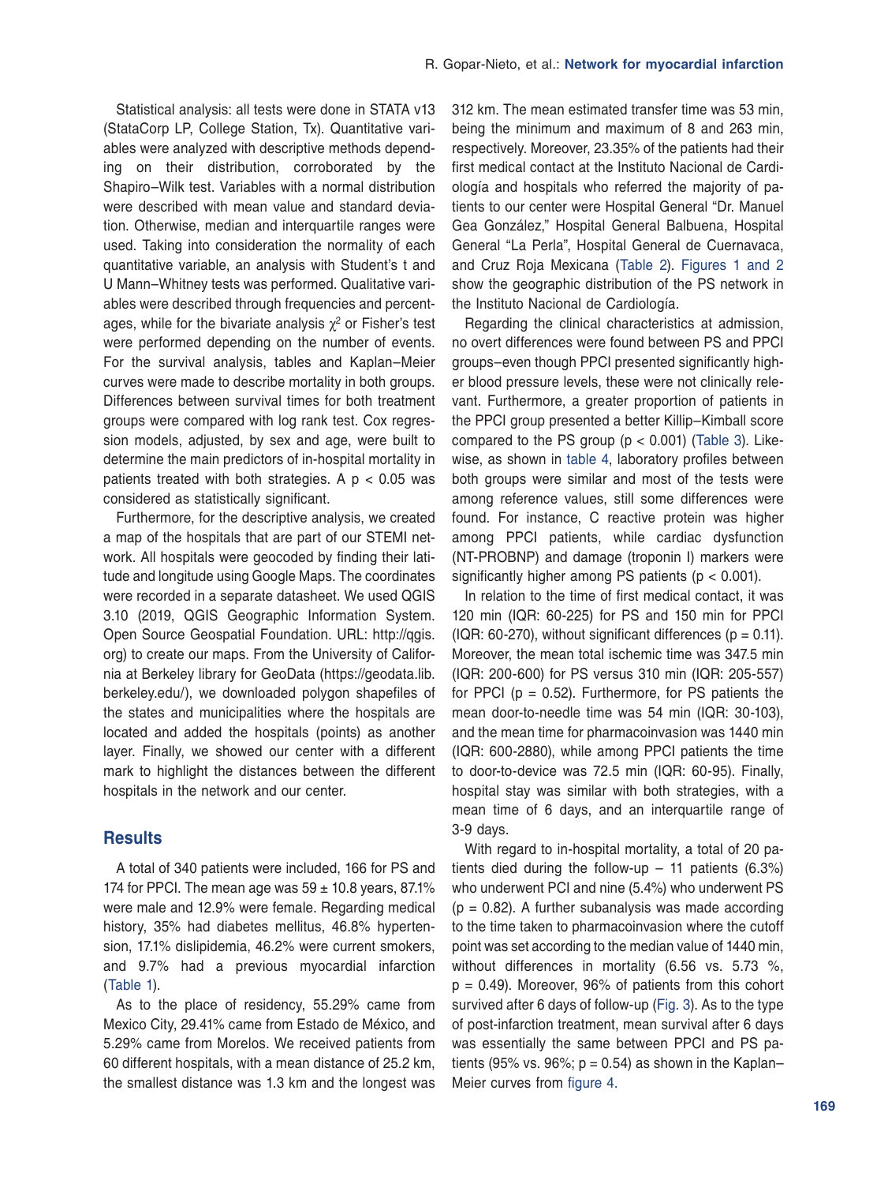Statistical analysis: all tests were done in STATA v13 (StataCorp LP, College Station, Tx). Quantitative variables were analyzed with descriptive methods depending on their distribution, corroborated by the Shapiro–Wilk test. Variables with a normal distribution were described with mean value and standard deviation. Otherwise, median and interquartile ranges were used. Taking into consideration the normality of each quantitative variable, an analysis with Student's t and U Mann–Whitney tests was performed. Qualitative variables were described through frequencies and percentages, while for the bivariate analysis $\chi^2$ or Fisher's test were performed depending on the number of events. For the survival analysis, tables and Kaplan–Meier curves were made to describe mortality in both groups. Differences between survival times for both treatment groups were compared with log rank test. Cox regression models, adjusted, by sex and age, were built to determine the main predictors of in-hospital mortality in patients treated with both strategies. A $p < 0.05$ was considered as statistically significant.

Furthermore, for the descriptive analysis, we created a map of the hospitals that are part of our STEMI network. All hospitals were geocoded by finding their latitude and longitude using Google Maps. The coordinates were recorded in a separate datasheet. We used QGIS 3.10 (2019, QGIS Geographic Information System. Open Source Geospatial Foundation. URL: http://qgis.org) to create our maps. From the University of California at Berkeley library for GeoData (https://geodata.lib.berkeley.edu/), we downloaded polygon shapefiles of the states and municipalities where the hospitals are located and added the hospitals (points) as another layer. Finally, we showed our center with a different mark to highlight the distances between the different hospitals in the network and our center.

## Results

A total of 340 patients were included, 166 for PS and 174 for PPCI. The mean age was 59 ± 10.8 years, 87.1% were male and 12.9% were female. Regarding medical history, 35% had diabetes mellitus, 46.8% hypertension, 17.1% dislipidemia, 46.2% were current smokers, and 9.7% had a previous myocardial infarction (Table 1).

As to the place of residency, 55.29% came from Mexico City, 29.41% came from Estado de México, and 5.29% came from Morelos. We received patients from 60 different hospitals, with a mean distance of 25.2 km, the smallest distance was 1.3 km and the longest was 312 km. The mean estimated transfer time was 53 min, being the minimum and maximum of 8 and 263 min, respectively. Moreover, 23.35% of the patients had their first medical contact at the Instituto Nacional de Cardiología and hospitals who referred the majority of patients to our center were Hospital General "Dr. Manuel Gea González," Hospital General Balbuena, Hospital General "La Perla", Hospital General de Cuernavaca, and Cruz Roja Mexicana (Table 2). Figures 1 and 2 show the geographic distribution of the PS network in the Instituto Nacional de Cardiología.

Regarding the clinical characteristics at admission, no overt differences were found between PS and PPCI groups–even though PPCI presented significantly higher blood pressure levels, these were not clinically relevant. Furthermore, a greater proportion of patients in the PPCI group presented a better Killip–Kimball score compared to the PS group ($p < 0.001$) (Table 3). Likewise, as shown in table 4, laboratory profiles between both groups were similar and most of the tests were among reference values, still some differences were found. For instance, C reactive protein was higher among PPCI patients, while cardiac dysfunction (NT-PROBNP) and damage (troponin I) markers were significantly higher among PS patients ($p < 0.001$).

In relation to the time of first medical contact, it was 120 min (IQR: 60-225) for PS and 150 min for PPCI (IQR: 60-270), without significant differences ($p = 0.11$). Moreover, the mean total ischemic time was 347.5 min (IQR: 200-600) for PS versus 310 min (IQR: 205-557) for PPCI ($p = 0.52$). Furthermore, for PS patients the mean door-to-needle time was 54 min (IQR: 30-103), and the mean time for pharmacoinvasion was 1440 min (IQR: 600-2880), while among PPCI patients the time to door-to-device was 72.5 min (IQR: 60-95). Finally, hospital stay was similar with both strategies, with a mean time of 6 days, and an interquartile range of 3-9 days.

With regard to in-hospital mortality, a total of 20 patients died during the follow-up – 11 patients (6.3%) who underwent PCI and nine (5.4%) who underwent PS ($p = 0.82$). A further subanalysis was made according to the time taken to pharmacoinvasion where the cutoff point was set according to the median value of 1440 min, without differences in mortality (6.56 vs. 5.73 %, $p = 0.49$). Moreover, 96% of patients from this cohort survived after 6 days of follow-up (Fig. 3). As to the type of post-infarction treatment, mean survival after 6 days was essentially the same between PPCI and PS patients (95% vs. 96%; $p = 0.54$) as shown in the Kaplan–Meier curves from figure 4.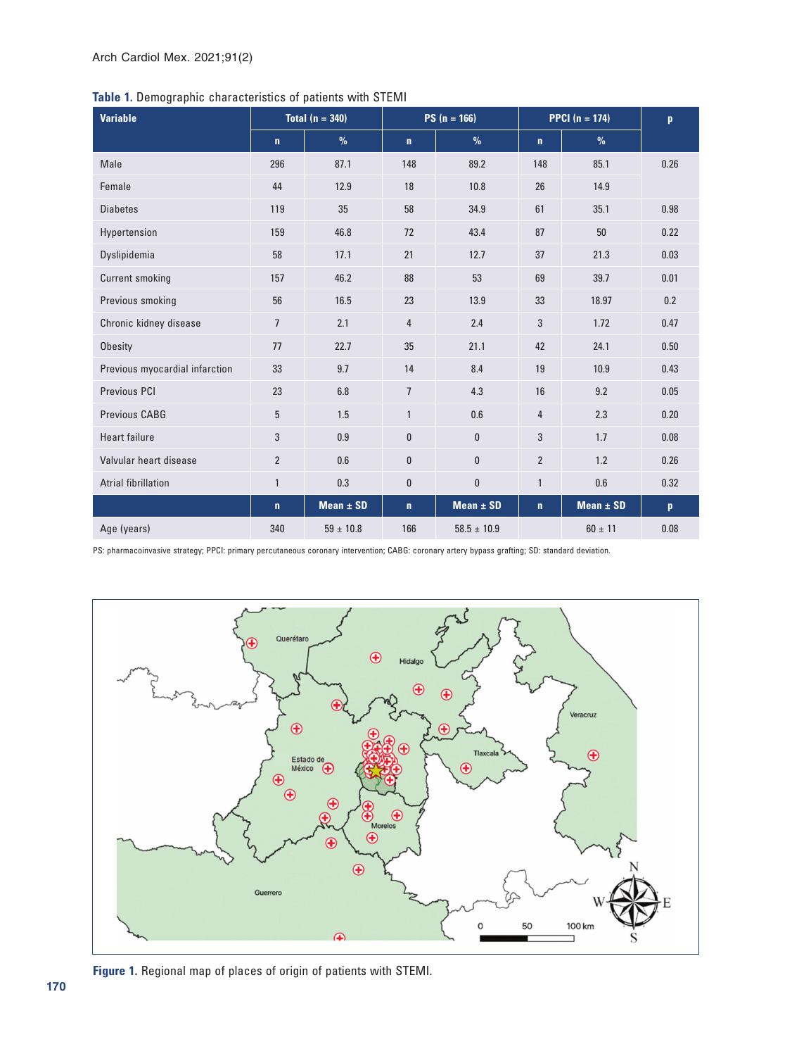**Table 1.** Demographic characteristics of patients with STEMI

| Variable | Total (n = 340) | | PS (n = 166) | | PPCI (n = 174) | | p |
|---|---|---|---|---|---|---|---|
| | n | % | n | % | n | % | |
| Male | 296 | 87.1 | 148 | 89.2 | 148 | 85.1 | 0.26 |
| Female | 44 | 12.9 | 18 | 10.8 | 26 | 14.9 | |
| Diabetes | 119 | 35 | 58 | 34.9 | 61 | 35.1 | 0.98 |
| Hypertension | 159 | 46.8 | 72 | 43.4 | 87 | 50 | 0.22 |
| Dyslipidemia | 58 | 17.1 | 21 | 12.7 | 37 | 21.3 | 0.03 |
| Current smoking | 157 | 46.2 | 88 | 53 | 69 | 39.7 | 0.01 |
| Previous smoking | 56 | 16.5 | 23 | 13.9 | 33 | 18.97 | 0.2 |
| Chronic kidney disease | 7 | 2.1 | 4 | 2.4 | 3 | 1.72 | 0.47 |
| Obesity | 77 | 22.7 | 35 | 21.1 | 42 | 24.1 | 0.50 |
| Previous myocardial infarction | 33 | 9.7 | 14 | 8.4 | 19 | 10.9 | 0.43 |
| Previous PCI | 23 | 6.8 | 7 | 4.3 | 16 | 9.2 | 0.05 |
| Previous CABG | 5 | 1.5 | 1 | 0.6 | 4 | 2.3 | 0.20 |
| Heart failure | 3 | 0.9 | 0 | 0 | 3 | 1.7 | 0.08 |
| Valvular heart disease | 2 | 0.6 | 0 | 0 | 2 | 1.2 | 0.26 |
| Atrial fibrillation | 1 | 0.3 | 0 | 0 | 1 | 0.6 | 0.32 |
| | n | Mean ± SD | n | Mean ± SD | n | Mean ± SD | p |
| Age (years) | 340 | 59 ± 10.8 | 166 | 58.5 ± 10.9 | | 60 ± 11 | 0.08 |

PS: pharmacoinvasive strategy; PPCI: primary percutaneous coronary intervention; CABG: coronary artery bypass grafting; SD: standard deviation.

**Figure 1.** Regional map of places of origin of patients with STEMI.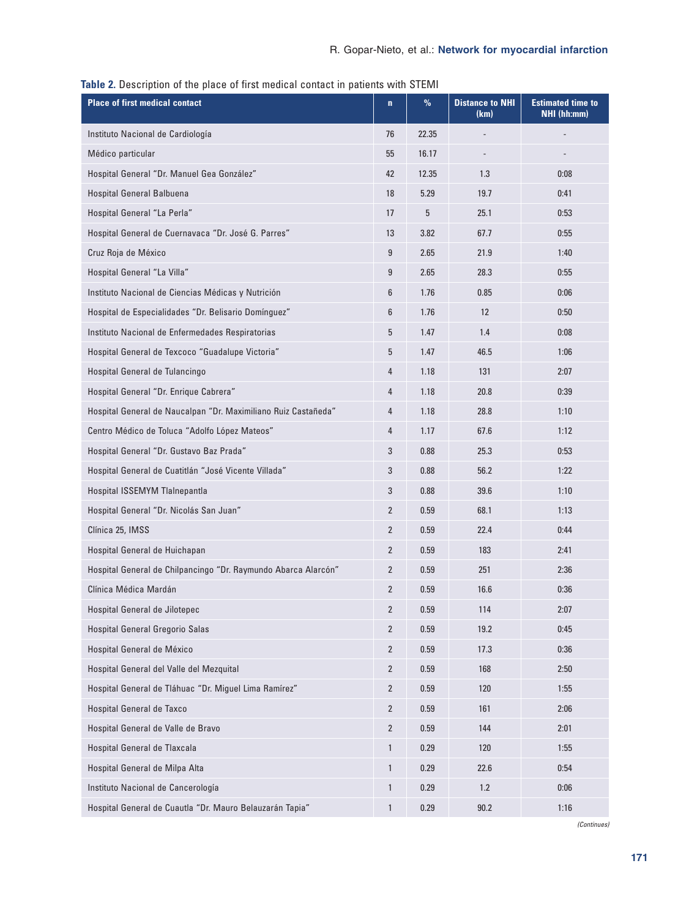**Table 2.** Description of the place of first medical contact in patients with STEMI

| Place of first medical contact | n | % | Distance to NHI (km) | Estimated time to NHI (hh:mm) |
|---|---|---|---|---|
| Instituto Nacional de Cardiología | 76 | 22.35 | - | - |
| Médico particular | 55 | 16.17 | - | - |
| Hospital General "Dr. Manuel Gea González" | 42 | 12.35 | 1.3 | 0:08 |
| Hospital General Balbuena | 18 | 5.29 | 19.7 | 0:41 |
| Hospital General "La Perla" | 17 | 5 | 25.1 | 0:53 |
| Hospital General de Cuernavaca "Dr. José G. Parres" | 13 | 3.82 | 67.7 | 0:55 |
| Cruz Roja de México | 9 | 2.65 | 21.9 | 1:40 |
| Hospital General "La Villa" | 9 | 2.65 | 28.3 | 0:55 |
| Instituto Nacional de Ciencias Médicas y Nutrición | 6 | 1.76 | 0.85 | 0:06 |
| Hospital de Especialidades "Dr. Belisario Domínguez" | 6 | 1.76 | 12 | 0:50 |
| Instituto Nacional de Enfermedades Respiratorias | 5 | 1.47 | 1.4 | 0:08 |
| Hospital General de Texcoco "Guadalupe Victoria" | 5 | 1.47 | 46.5 | 1:06 |
| Hospital General de Tulancingo | 4 | 1.18 | 131 | 2:07 |
| Hospital General "Dr. Enrique Cabrera" | 4 | 1.18 | 20.8 | 0:39 |
| Hospital General de Naucalpan "Dr. Maximiliano Ruiz Castañeda" | 4 | 1.18 | 28.8 | 1:10 |
| Centro Médico de Toluca "Adolfo López Mateos" | 4 | 1.17 | 67.6 | 1:12 |
| Hospital General "Dr. Gustavo Baz Prada" | 3 | 0.88 | 25.3 | 0:53 |
| Hospital General de Cuatitlán "José Vicente Villada" | 3 | 0.88 | 56.2 | 1:22 |
| Hospital ISSEMYM Tlalnepantla | 3 | 0.88 | 39.6 | 1:10 |
| Hospital General "Dr. Nicolás San Juan" | 2 | 0.59 | 68.1 | 1:13 |
| Clínica 25, IMSS | 2 | 0.59 | 22.4 | 0:44 |
| Hospital General de Huichapan | 2 | 0.59 | 183 | 2:41 |
| Hospital General de Chilpancingo "Dr. Raymundo Abarca Alarcón" | 2 | 0.59 | 251 | 2:36 |
| Clínica Médica Mardán | 2 | 0.59 | 16.6 | 0:36 |
| Hospital General de Jilotepec | 2 | 0.59 | 114 | 2:07 |
| Hospital General Gregorio Salas | 2 | 0.59 | 19.2 | 0:45 |
| Hospital General de México | 2 | 0.59 | 17.3 | 0:36 |
| Hospital General del Valle del Mezquital | 2 | 0.59 | 168 | 2:50 |
| Hospital General de Tláhuac "Dr. Miguel Lima Ramírez" | 2 | 0.59 | 120 | 1:55 |
| Hospital General de Taxco | 2 | 0.59 | 161 | 2:06 |
| Hospital General de Valle de Bravo | 2 | 0.59 | 144 | 2:01 |
| Hospital General de Tlaxcala | 1 | 0.29 | 120 | 1:55 |
| Hospital General de Milpa Alta | 1 | 0.29 | 22.6 | 0:54 |
| Instituto Nacional de Cancerología | 1 | 0.29 | 1.2 | 0:06 |
| Hospital General de Cuautla "Dr. Mauro Belauzarán Tapia" | 1 | 0.29 | 90.2 | 1:16 |

*(Continues)*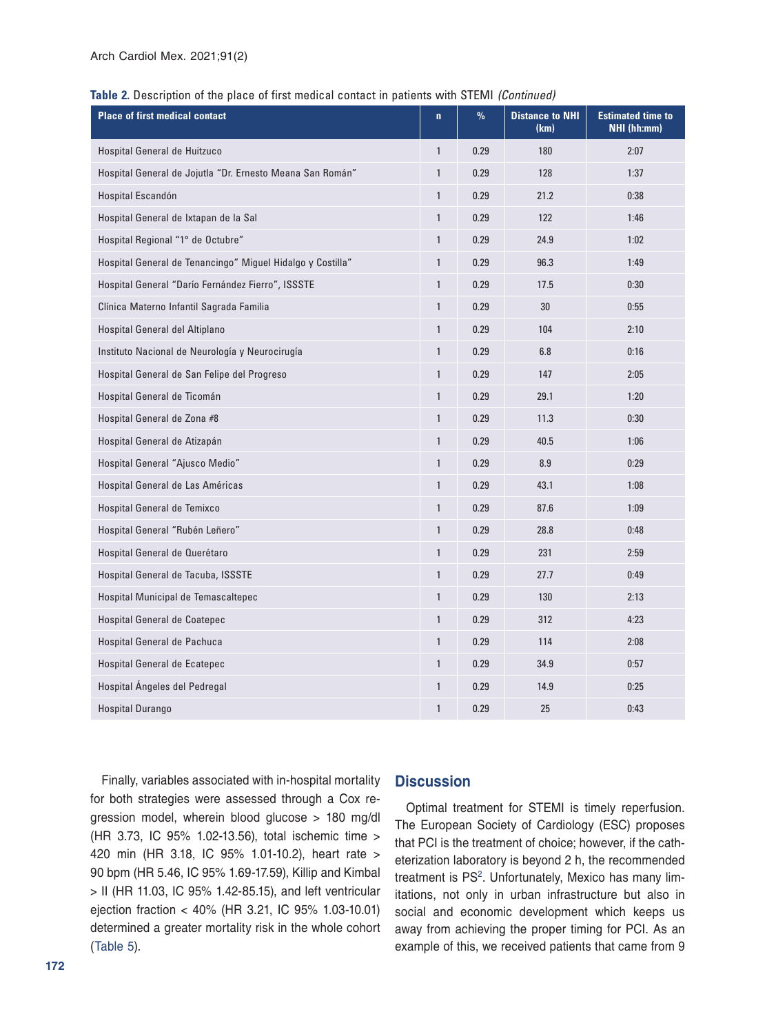**Table 2.** Description of the place of first medical contact in patients with STEMI *(Continued)*

| Place of first medical contact | n | % | Distance to NHI (km) | Estimated time to NHI (hh:mm) |
|---|---|---|---|---|
| Hospital General de Huitzuco | 1 | 0.29 | 180 | 2:07 |
| Hospital General de Jojutla "Dr. Ernesto Meana San Román" | 1 | 0.29 | 128 | 1:37 |
| Hospital Escandón | 1 | 0.29 | 21.2 | 0:38 |
| Hospital General de Ixtapan de la Sal | 1 | 0.29 | 122 | 1:46 |
| Hospital Regional "1° de Octubre" | 1 | 0.29 | 24.9 | 1:02 |
| Hospital General de Tenancingo" Miguel Hidalgo y Costilla" | 1 | 0.29 | 96.3 | 1:49 |
| Hospital General "Darío Fernández Fierro", ISSSTE | 1 | 0.29 | 17.5 | 0:30 |
| Clínica Materno Infantil Sagrada Familia | 1 | 0.29 | 30 | 0:55 |
| Hospital General del Altiplano | 1 | 0.29 | 104 | 2:10 |
| Instituto Nacional de Neurología y Neurocirugía | 1 | 0.29 | 6.8 | 0:16 |
| Hospital General de San Felipe del Progreso | 1 | 0.29 | 147 | 2:05 |
| Hospital General de Ticomán | 1 | 0.29 | 29.1 | 1:20 |
| Hospital General de Zona #8 | 1 | 0.29 | 11.3 | 0:30 |
| Hospital General de Atizapán | 1 | 0.29 | 40.5 | 1:06 |
| Hospital General "Ajusco Medio" | 1 | 0.29 | 8.9 | 0:29 |
| Hospital General de Las Américas | 1 | 0.29 | 43.1 | 1:08 |
| Hospital General de Temixco | 1 | 0.29 | 87.6 | 1:09 |
| Hospital General "Rubén Leñero" | 1 | 0.29 | 28.8 | 0:48 |
| Hospital General de Querétaro | 1 | 0.29 | 231 | 2:59 |
| Hospital General de Tacuba, ISSSTE | 1 | 0.29 | 27.7 | 0:49 |
| Hospital Municipal de Temascaltepec | 1 | 0.29 | 130 | 2:13 |
| Hospital General de Coatepec | 1 | 0.29 | 312 | 4:23 |
| Hospital General de Pachuca | 1 | 0.29 | 114 | 2:08 |
| Hospital General de Ecatepec | 1 | 0.29 | 34.9 | 0:57 |
| Hospital Ángeles del Pedregal | 1 | 0.29 | 14.9 | 0:25 |
| Hospital Durango | 1 | 0.29 | 25 | 0:43 |

Finally, variables associated with in-hospital mortality for both strategies were assessed through a Cox regression model, wherein blood glucose > 180 mg/dl (HR 3.73, IC 95% 1.02-13.56), total ischemic time > 420 min (HR 3.18, IC 95% 1.01-10.2), heart rate > 90 bpm (HR 5.46, IC 95% 1.69-17.59), Killip and Kimbal > II (HR 11.03, IC 95% 1.42-85.15), and left ventricular ejection fraction < 40% (HR 3.21, IC 95% 1.03-10.01) determined a greater mortality risk in the whole cohort (Table 5).

## Discussion

Optimal treatment for STEMI is timely reperfusion. The European Society of Cardiology (ESC) proposes that PCI is the treatment of choice; however, if the catheterization laboratory is beyond 2 h, the recommended treatment is PS[2]. Unfortunately, Mexico has many limitations, not only in urban infrastructure but also in social and economic development which keeps us away from achieving the proper timing for PCI. As an example of this, we received patients that came from 9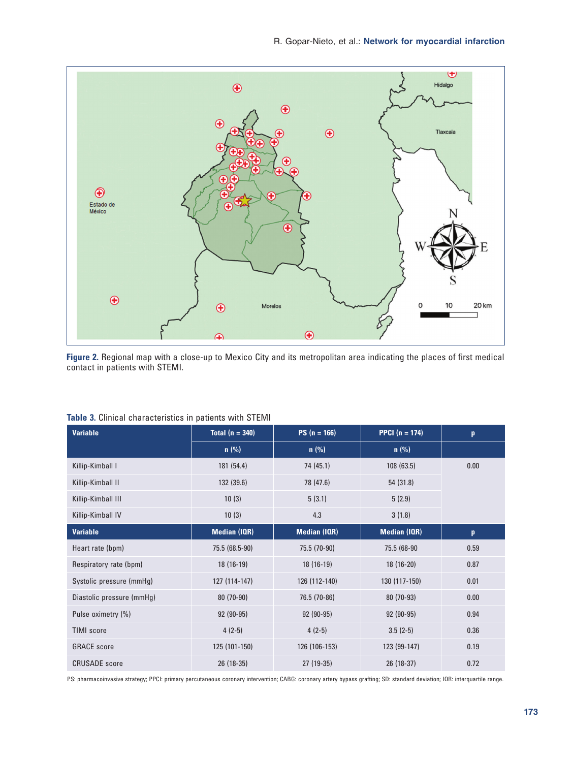Figure 2. Regional map with a close-up to Mexico City and its metropolitan area indicating the places of first medical contact in patients with STEMI.

Table 3. Clinical characteristics in patients with STEMI

| Variable | Total (n = 340) | PS (n = 166) | PPCI (n = 174) | p |
|---|---|---|---|---|
| | n (%) | n (%) | n (%) | |
| Killip-Kimball I | 181 (54.4) | 74 (45.1) | 108 (63.5) | 0.00 |
| Killip-Kimball II | 132 (39.6) | 78 (47.6) | 54 (31.8) | |
| Killip-Kimball III | 10 (3) | 5 (3.1) | 5 (2.9) | |
| Killip-Kimball IV | 10 (3) | 4.3 | 3 (1.8) | |
| **Variable** | **Median (IQR)** | **Median (IQR)** | **Median (IQR)** | **p** |
| Heart rate (bpm) | 75.5 (68.5-90) | 75.5 (70-90) | 75.5 (68-90 | 0.59 |
| Respiratory rate (bpm) | 18 (16-19) | 18 (16-19) | 18 (16-20) | 0.87 |
| Systolic pressure (mmHg) | 127 (114-147) | 126 (112-140) | 130 (117-150) | 0.01 |
| Diastolic pressure (mmHg) | 80 (70-90) | 76.5 (70-86) | 80 (70-93) | 0.00 |
| Pulse oximetry (%) | 92 (90-95) | 92 (90-95) | 92 (90-95) | 0.94 |
| TIMI score | 4 (2-5) | 4 (2-5) | 3.5 (2-5) | 0.36 |
| GRACE score | 125 (101-150) | 126 (106-153) | 123 (99-147) | 0.19 |
| CRUSADE score | 26 (18-35) | 27 (19-35) | 26 (18-37) | 0.72 |

PS: pharmacoinvasive strategy; PPCI: primary percutaneous coronary intervention; CABG: coronary artery bypass grafting; SD: standard deviation; IQR: interquartile range.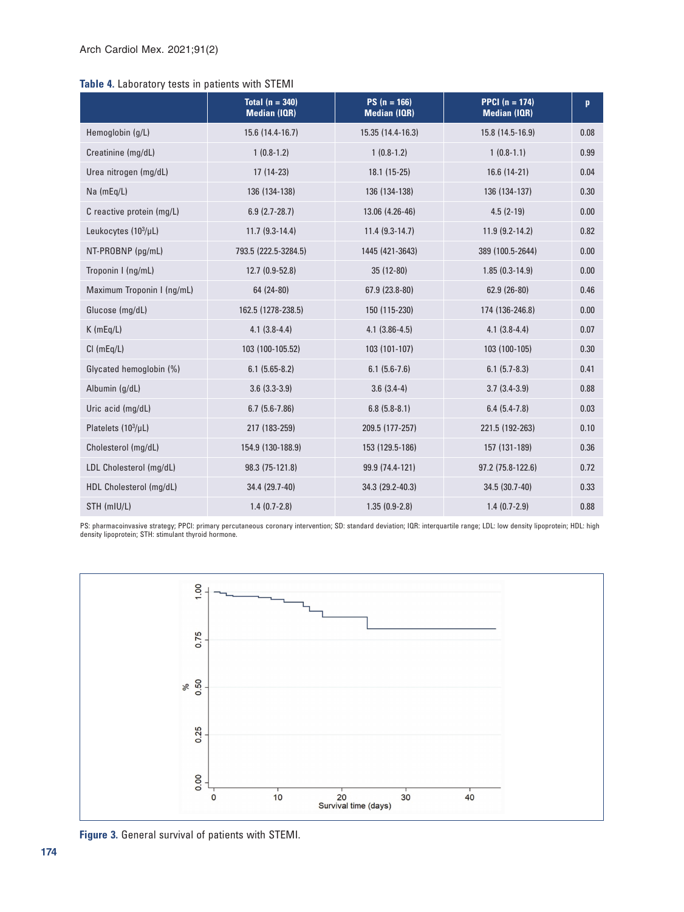**Table 4.** Laboratory tests in patients with STEMI

| | Total (n = 340) Median (IQR) | PS (n = 166) Median (IQR) | PPCI (n = 174) Median (IQR) | p |
|---|---|---|---|---|
| Hemoglobin (g/L) | 15.6 (14.4-16.7) | 15.35 (14.4-16.3) | 15.8 (14.5-16.9) | 0.08 |
| Creatinine (mg/dL) | 1 (0.8-1.2) | 1 (0.8-1.2) | 1 (0.8-1.1) | 0.99 |
| Urea nitrogen (mg/dL) | 17 (14-23) | 18.1 (15-25) | 16.6 (14-21) | 0.04 |
| Na (mEq/L) | 136 (134-138) | 136 (134-138) | 136 (134-137) | 0.30 |
| C reactive protein (mg/L) | 6.9 (2.7-28.7) | 13.06 (4.26-46) | 4.5 (2-19) | 0.00 |
| Leukocytes ($10^3$/μL) | 11.7 (9.3-14.4) | 11.4 (9.3-14.7) | 11.9 (9.2-14.2) | 0.82 |
| NT-PROBNP (pg/mL) | 793.5 (222.5-3284.5) | 1445 (421-3643) | 389 (100.5-2644) | 0.00 |
| Troponin I (ng/mL) | 12.7 (0.9-52.8) | 35 (12-80) | 1.85 (0.3-14.9) | 0.00 |
| Maximum Troponin I (ng/mL) | 64 (24-80) | 67.9 (23.8-80) | 62.9 (26-80) | 0.46 |
| Glucose (mg/dL) | 162.5 (1278-238.5) | 150 (115-230) | 174 (136-246.8) | 0.00 |
| K (mEq/L) | 4.1 (3.8-4.4) | 4.1 (3.86-4.5) | 4.1 (3.8-4.4) | 0.07 |
| Cl (mEq/L) | 103 (100-105.52) | 103 (101-107) | 103 (100-105) | 0.30 |
| Glycated hemoglobin (%) | 6.1 (5.65-8.2) | 6.1 (5.6-7.6) | 6.1 (5.7-8.3) | 0.41 |
| Albumin (g/dL) | 3.6 (3.3-3.9) | 3.6 (3.4-4) | 3.7 (3.4-3.9) | 0.88 |
| Uric acid (mg/dL) | 6.7 (5.6-7.86) | 6.8 (5.8-8.1) | 6.4 (5.4-7.8) | 0.03 |
| Platelets ($10^3$/μL) | 217 (183-259) | 209.5 (177-257) | 221.5 (192-263) | 0.10 |
| Cholesterol (mg/dL) | 154.9 (130-188.9) | 153 (129.5-186) | 157 (131-189) | 0.36 |
| LDL Cholesterol (mg/dL) | 98.3 (75-121.8) | 99.9 (74.4-121) | 97.2 (75.8-122.6) | 0.72 |
| HDL Cholesterol (mg/dL) | 34.4 (29.7-40) | 34.3 (29.2-40.3) | 34.5 (30.7-40) | 0.33 |
| STH (mIU/L) | 1.4 (0.7-2.8) | 1.35 (0.9-2.8) | 1.4 (0.7-2.9) | 0.88 |

PS: pharmacoinvasive strategy; PPCI: primary percutaneous coronary intervention; SD: standard deviation; IQR: interquartile range; LDL: low density lipoprotein; HDL: high density lipoprotein; STH: stimulant thyroid hormone.

**Figure 3.** General survival of patients with STEMI.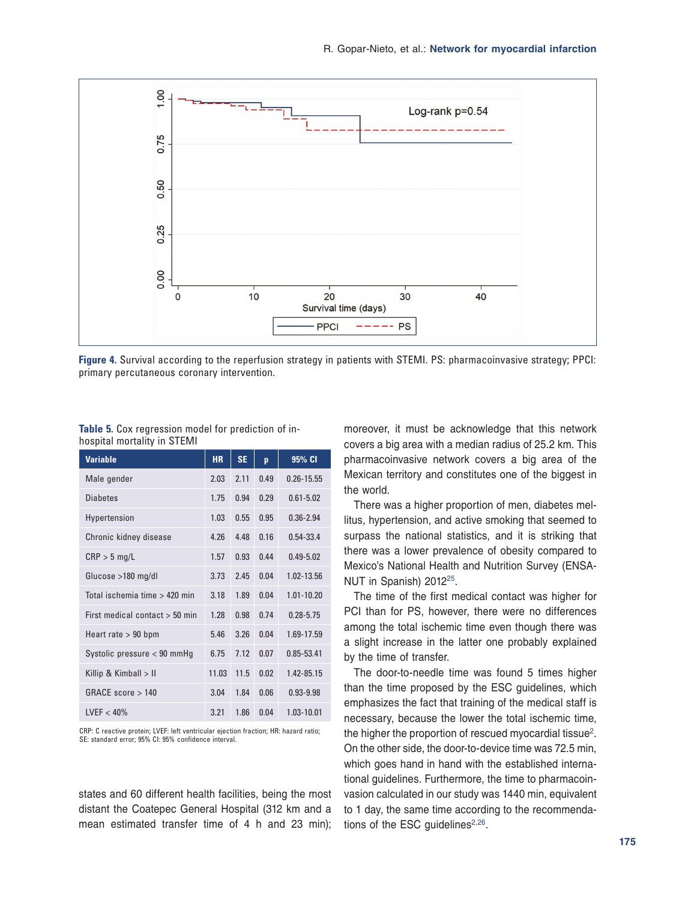Figure 4. Survival according to the reperfusion strategy in patients with STEMI. PS: pharmacoinvasive strategy; PPCI: primary percutaneous coronary intervention.

Table 5. Cox regression model for prediction of in-hospital mortality in STEMI

| Variable | HR | SE | p | 95% CI |
|---|---|---|---|---|
| Male gender | 2.03 | 2.11 | 0.49 | 0.26-15.55 |
| Diabetes | 1.75 | 0.94 | 0.29 | 0.61-5.02 |
| Hypertension | 1.03 | 0.55 | 0.95 | 0.36-2.94 |
| Chronic kidney disease | 4.26 | 4.48 | 0.16 | 0.54-33.4 |
| CRP > 5 mg/L | 1.57 | 0.93 | 0.44 | 0.49-5.02 |
| Glucose >180 mg/dl | 3.73 | 2.45 | 0.04 | 1.02-13.56 |
| Total ischemia time > 420 min | 3.18 | 1.89 | 0.04 | 1.01-10.20 |
| First medical contact > 50 min | 1.28 | 0.98 | 0.74 | 0.28-5.75 |
| Heart rate > 90 bpm | 5.46 | 3.26 | 0.04 | 1.69-17.59 |
| Systolic pressure < 90 mmHg | 6.75 | 7.12 | 0.07 | 0.85-53.41 |
| Killip & Kimball > II | 11.03 | 11.5 | 0.02 | 1.42-85.15 |
| GRACE score > 140 | 3.04 | 1.84 | 0.06 | 0.93-9.98 |
| LVEF < 40% | 3.21 | 1.86 | 0.04 | 1.03-10.01 |

CRP: C reactive protein; LVEF: left ventricular ejection fraction; HR: hazard ratio; SE: standard error; 95% CI: 95% confidence interval.

states and 60 different health facilities, being the most distant the Coatepec General Hospital (312 km and a mean estimated transfer time of 4 h and 23 min); moreover, it must be acknowledge that this network covers a big area with a median radius of 25.2 km. This pharmacoinvasive network covers a big area of the Mexican territory and constitutes one of the biggest in the world.

There was a higher proportion of men, diabetes mellitus, hypertension, and active smoking that seemed to surpass the national statistics, and it is striking that there was a lower prevalence of obesity compared to Mexico's National Health and Nutrition Survey (ENSANUT in Spanish) 2012[25].

The time of the first medical contact was higher for PCI than for PS, however, there were no differences among the total ischemic time even though there was a slight increase in the latter one probably explained by the time of transfer.

The door-to-needle time was found 5 times higher than the time proposed by the ESC guidelines, which emphasizes the fact that training of the medical staff is necessary, because the lower the total ischemic time, the higher the proportion of rescued myocardial tissue[2]. On the other side, the door-to-device time was 72.5 min, which goes hand in hand with the established international guidelines. Furthermore, the time to pharmacoinvasion calculated in our study was 1440 min, equivalent to 1 day, the same time according to the recommendations of the ESC guidelines[2,26].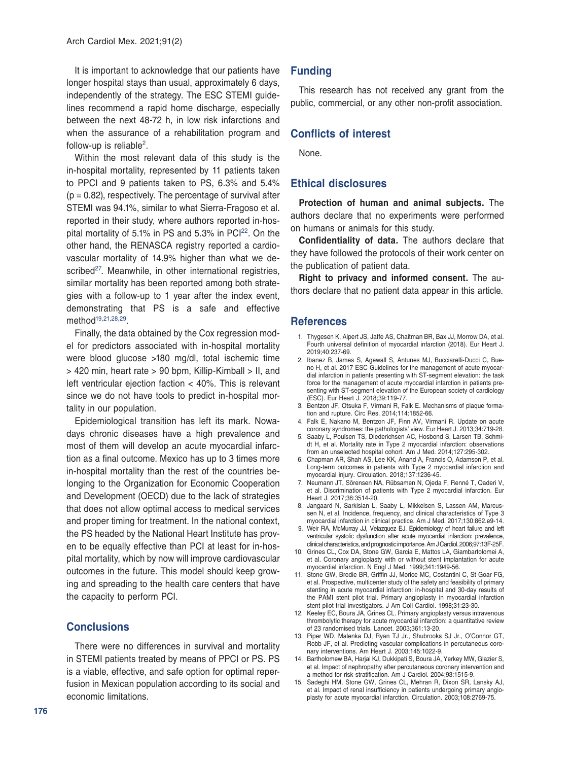It is important to acknowledge that our patients have longer hospital stays than usual, approximately 6 days, independently of the strategy. The ESC STEMI guidelines recommend a rapid home discharge, especially between the next 48-72 h, in low risk infarctions and when the assurance of a rehabilitation program and follow-up is reliable[2].

Within the most relevant data of this study is the in-hospital mortality, represented by 11 patients taken to PPCI and 9 patients taken to PS, 6.3% and 5.4% ($p = 0.82$), respectively. The percentage of survival after STEMI was 94.1%, similar to what Sierra-Fragoso et al. reported in their study, where authors reported in-hospital mortality of 5.1% in PS and 5.3% in PCI[22]. On the other hand, the RENASCA registry reported a cardiovascular mortality of 14.9% higher than what we described[27]. Meanwhile, in other international registries, similar mortality has been reported among both strategies with a follow-up to 1 year after the index event, demonstrating that PS is a safe and effective method[19,21,28,29].

Finally, the data obtained by the Cox regression model for predictors associated with in-hospital mortality were blood glucose >180 mg/dl, total ischemic time > 420 min, heart rate > 90 bpm, Killip-Kimball > II, and left ventricular ejection faction < 40%. This is relevant since we do not have tools to predict in-hospital mortality in our population.

Epidemiological transition has left its mark. Nowadays chronic diseases have a high prevalence and most of them will develop an acute myocardial infarction as a final outcome. Mexico has up to 3 times more in-hospital mortality than the rest of the countries belonging to the Organization for Economic Cooperation and Development (OECD) due to the lack of strategies that does not allow optimal access to medical services and proper timing for treatment. In the national context, the PS headed by the National Heart Institute has proven to be equally effective than PCI at least for in-hospital mortality, which by now will improve cardiovascular outcomes in the future. This model should keep growing and spreading to the health care centers that have the capacity to perform PCI.

## Conclusions

There were no differences in survival and mortality in STEMI patients treated by means of PPCI or PS. PS is a viable, effective, and safe option for optimal reperfusion in Mexican population according to its social and economic limitations.

## Funding

This research has not received any grant from the public, commercial, or any other non-profit association.

## Conflicts of interest

None.

## Ethical disclosures

**Protection of human and animal subjects.** The authors declare that no experiments were performed on humans or animals for this study.

**Confidentiality of data.** The authors declare that they have followed the protocols of their work center on the publication of patient data.

**Right to privacy and informed consent.** The authors declare that no patient data appear in this article.

## References

1. Thygesen K, Alpert JS, Jaffe AS, Chaitman BR, Bax JJ, Morrow DA, et al. Fourth universal definition of myocardial infarction (2018). Eur Heart J. 2019;40:237-69.
2. Ibanez B, James S, Agewall S, Antunes MJ, Bucciarelli-Ducci C, Bueno H, et al. 2017 ESC Guidelines for the management of acute myocardial infarction in patients presenting with ST-segment elevation: the task force for the management of acute myocardial infarction in patients presenting with ST-segment elevation of the European society of cardiology (ESC). Eur Heart J. 2018;39:119-77.
3. Bentzon JF, Otsuka F, Virmani R, Falk E. Mechanisms of plaque formation and rupture. Circ Res. 2014;114:1852-66.
4. Falk E, Nakano M, Bentzon JF, Finn AV, Virmani R. Update on acute coronary syndromes: the pathologists' view. Eur Heart J. 2013;34:719-28.
5. Saaby L, Poulsen TS, Diederichsen AC, Hosbond S, Larsen TB, Schmidt H, et al. Mortality rate in Type 2 myocardial infarction: observations from an unselected hospital cohort. Am J Med. 2014;127:295-302.
6. Chapman AR, Shah AS, Lee KK, Anand A, Francis O, Adamson P, et al. Long-term outcomes in patients with Type 2 myocardial infarction and myocardial injury. Circulation. 2018;137:1236-45.
7. Neumann JT, Sörensen NA, Rübsamen N, Ojeda F, Renné T, Qaderi V, et al. Discrimination of patients with Type 2 myocardial infarction. Eur Heart J. 2017;38:3514-20.
8. Jangaard N, Sarkisian L, Saaby L, Mikkelsen S, Lassen AM, Marcussen N, et al. Incidence, frequency, and clinical characteristics of Type 3 myocardial infarction in clinical practice. Am J Med. 2017;130:862.e9-14.
9. Weir RA, McMurray JJ, Velazquez EJ. Epidemiology of heart failure and left ventricular systolic dysfunction after acute myocardial infarction: prevalence, clinical characteristics, and prognostic importance. Am J Cardiol. 2006;97:13F-25F.
10. Grines CL, Cox DA, Stone GW, Garcia E, Mattos LA, Giambartolomei A, et al. Coronary angioplasty with or without stent implantation for acute myocardial infarction. N Engl J Med. 1999;341:1949-56.
11. Stone GW, Brodie BR, Griffin JJ, Morice MC, Costantini C, St Goar FG, et al. Prospective, multicenter study of the safety and feasibility of primary stenting in acute myocardial infarction: in-hospital and 30-day results of the PAMI stent pilot trial. Primary angioplasty in myocardial infarction stent pilot trial investigators. J Am Coll Cardiol. 1998;31:23-30.
12. Keeley EC, Boura JA, Grines CL. Primary angioplasty versus intravenous thrombolytic therapy for acute myocardial infarction: a quantitative review of 23 randomised trials. Lancet. 2003;361:13-20.
13. Piper WD, Malenka DJ, Ryan TJ Jr., Shubrooks SJ Jr., O'Connor GT, Robb JF, et al. Predicting vascular complications in percutaneous coronary interventions. Am Heart J. 2003;145:1022-9.
14. Bartholomew BA, Harjai KJ, Dukkipati S, Boura JA, Yerkey MW, Glazier S, et al. Impact of nephropathy after percutaneous coronary intervention and a method for risk stratification. Am J Cardiol. 2004;93:1515-9.
15. Sadeghi HM, Stone GW, Grines CL, Mehran R, Dixon SR, Lansky AJ, et al. Impact of renal insufficiency in patients undergoing primary angioplasty for acute myocardial infarction. Circulation. 2003;108:2769-75.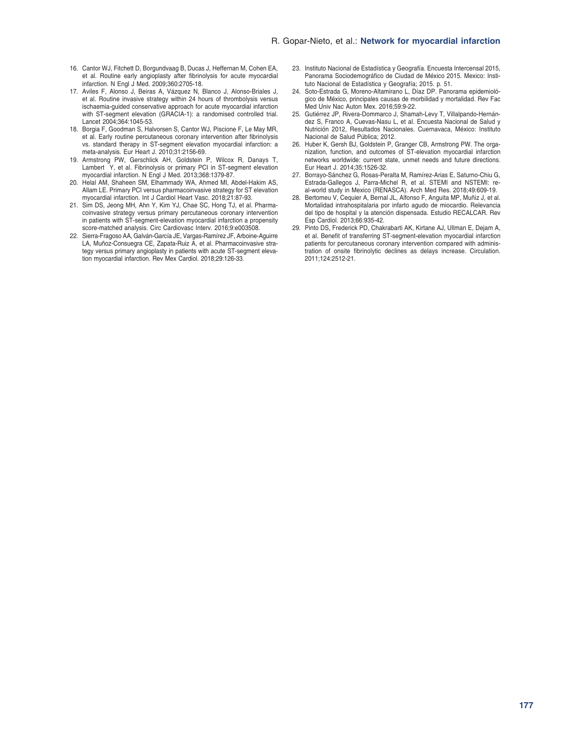16. Cantor WJ, Fitchett D, Borgundvaag B, Ducas J, Heffernan M, Cohen EA, et al. Routine early angioplasty after fibrinolysis for acute myocardial infarction. N Engl J Med. 2009;360:2705-18.
17. Aviles F, Alonso J, Beiras A, Vázquez N, Blanco J, Alonso-Briales J, et al. Routine invasive strategy within 24 hours of thrombolysis versus ischaemia-guided conservative approach for acute myocardial infarction with ST-segment elevation (GRACIA-1): a randomised controlled trial. Lancet 2004;364:1045-53.
18. Borgia F, Goodman S, Halvorsen S, Cantor WJ, Piscione F, Le May MR, et al. Early routine percutaneous coronary intervention after fibrinolysis vs. standard therapy in ST-segment elevation myocardial infarction: a meta-analysis. Eur Heart J. 2010;31:2156-69.
19. Armstrong PW, Gerschlick AH, Goldstein P, Wilcox R, Danays T, Lambert Y, et al. Fibrinolysis or primary PCI in ST-segment elevation myocardial infarction. N Engl J Med. 2013;368:1379-87.
20. Helal AM, Shaheen SM, Elhammady WA, Ahmed MI, Abdel-Hakim AS, Allam LE. Primary PCI versus pharmacoinvasive strategy for ST elevation myocardial infarction. Int J Cardiol Heart Vasc. 2018;21:87-93.
21. Sim DS, Jeong MH, Ahn Y, Kim YJ, Chae SC, Hong TJ, et al. Pharmacoinvasive strategy versus primary percutaneous coronary intervention in patients with ST-segment-elevation myocardial infarction a propensity score-matched analysis. Circ Cardiovasc Interv. 2016;9:e003508.
22. Sierra-Fragoso AA, Galván-García JE, Vargas-Ramírez JF, Arboine-Aguirre LA, Muñoz-Consuegra CE, Zapata-Ruiz A, et al. Pharmacoinvasive strategy versus primary angioplasty in patients with acute ST-segment elevation myocardial infarction. Rev Mex Cardiol. 2018;29:126-33.
23. Instituto Nacional de Estadística y Geografía. Encuesta Intercensal 2015, Panorama Sociodemográfico de Ciudad de México 2015. Mexico: Instituto Nacional de Estadística y Geografía; 2015. p. 51.
24. Soto-Estrada G, Moreno-Altamirano L, Díaz DP. Panorama epidemiológico de México, principales causas de morbilidad y mortalidad. Rev Fac Med Univ Nac Auton Mex. 2016;59:9-22.
25. Gutiérrez JP, Rivera-Dommarco J, Shamah-Levy T, Villalpando-Hernández S, Franco A, Cuevas-Nasu L, et al. Encuesta Nacional de Salud y Nutrición 2012, Resultados Nacionales. Cuernavaca, México: Instituto Nacional de Salud Pública; 2012.
26. Huber K, Gersh BJ, Goldstein P, Granger CB, Armstrong PW. The organization, function, and outcomes of ST-elevation myocardial infarction networks worldwide: current state, unmet needs and future directions. Eur Heart J. 2014;35:1526-32.
27. Borrayo-Sánchez G, Rosas-Peralta M, Ramírez-Arias E, Saturno-Chiu G, Estrada-Gallegos J, Parra-Michel R, et al. STEMI and NSTEMI: real-world study in Mexico (RENASCA). Arch Med Res. 2018;49:609-19.
28. Bertomeu V, Cequier A, Bernal JL, Alfonso F, Anguita MP, Muñiz J, et al. Mortalidad intrahospitalaria por infarto agudo de miocardio. Relevancia del tipo de hospital y la atención dispensada. Estudio RECALCAR. Rev Esp Cardiol. 2013;66:935-42.
29. Pinto DS, Frederick PD, Chakrabarti AK, Kirtane AJ, Ullman E, Dejam A, et al. Benefit of transferring ST-segment-elevation myocardial infarction patients for percutaneous coronary intervention compared with administration of onsite fibrinolytic declines as delays increase. Circulation. 2011;124:2512-21.